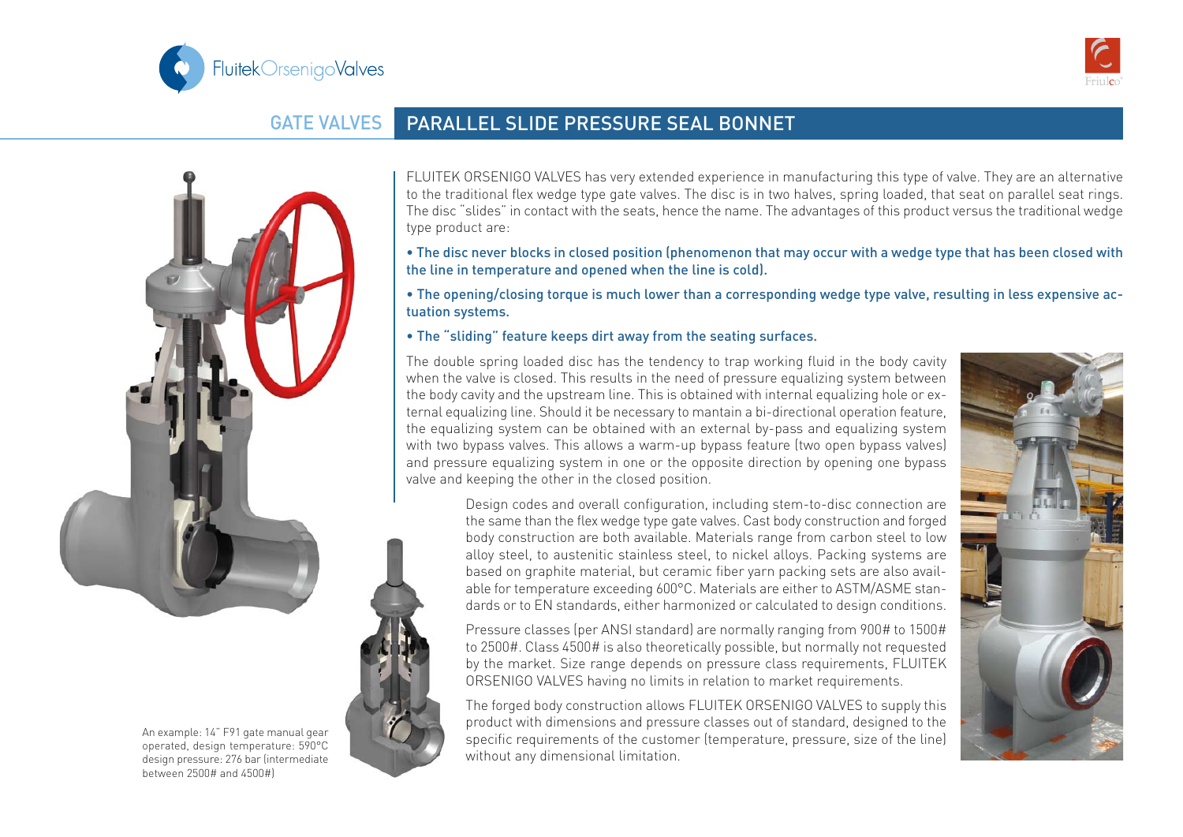# GATE VALVES

## PARALLEL SLIDE PRESSURE SEAL BONNET

FLUITEK ORSENIGO VALVES has very extended experience in manufacturing this type of valve. They are an alternative to the traditional flex wedge type gate valves. The disc is in two halves, spring loaded, that seat on parallel seat rings. The disc "slides" in contact with the seats, hence the name. The advantages of this product versus the traditional wedge type product are:

- The disc never blocks in closed position (phenomenon that may occur with a wedge type that has been closed with the line in temperature and opened when the line is cold).
- The opening/closing torque is much lower than a corresponding wedge type valve, resulting in less expensive actuation systems.
- The "sliding" feature keeps dirt away from the seating surfaces.

The double spring loaded disc has the tendency to trap working fluid in the body cavity when the valve is closed. This results in the need of pressure equalizing system between the body cavity and the upstream line. This is obtained with internal equalizing hole or external equalizing line. Should it be necessary to mantain a bi-directional operation feature, the equalizing system can be obtained with an external by-pass and equalizing system with two bypass valves. This allows a warm-up bypass feature (two open bypass valves) and pressure equalizing system in one or the opposite direction by opening one bypass valve and keeping the other in the closed position.

Design codes and overall configuration, including stem-to-disc connection are the same than the flex wedge type gate valves. Cast body construction and forged body construction are both available. Materials range from carbon steel to low alloy steel, to austenitic stainless steel, to nickel alloys. Packing systems are based on graphite material, but ceramic fiber yarn packing sets are also available for temperature exceeding 600°C. Materials are either to ASTM/ASME standards or to EN standards, either harmonized or calculated to design conditions.

Pressure classes (per ANSI standard) are normally ranging from 900# to 1500# to 2500#. Class 4500# is also theoretically possible, but normally not requested by the market. Size range depends on pressure class requirements, FLUITEK ORSENIGO VALVES having no limits in relation to market requirements.

The forged body construction allows FLUITEK ORSENIGO VALVES to supply this product with dimensions and pressure classes out of standard, designed to the specific requirements of the customer (temperature, pressure, size of the line) without any dimensional limitation.

An example: 14" F91 gate manual gear operated, design temperature: 590°C design pressure: 276 bar (intermediate between 2500# and 4500#)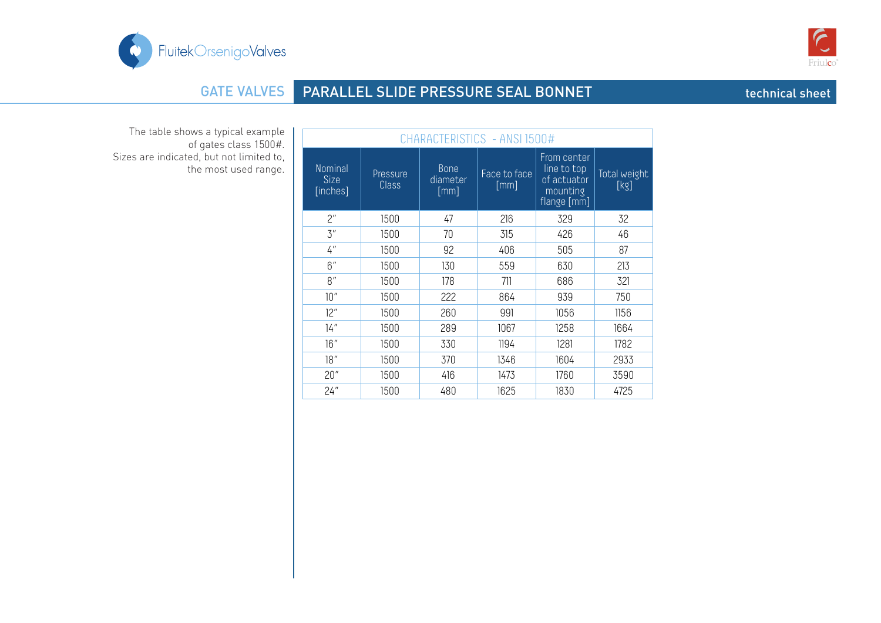# GATE VALVES

## PARALLEL SLIDE PRESSURE SEAL BONNET

technical sheet

The table shows a typical example of gates class 1500#.
Sizes are indicated, but not limited to, the most used range.

| CHARACTERISTICS - ANSI 1500# | | | | | |
|---|---|---|---|---|---|
| Nominal Size [inches] | Pressure Class | Bone diameter [mm] | Face to face [mm] | From center line to top of actuator mounting flange [mm] | Total weight [kg] |
| 2" | 1500 | 47 | 216 | 329 | 32 |
| 3" | 1500 | 70 | 315 | 426 | 46 |
| 4" | 1500 | 92 | 406 | 505 | 87 |
| 6" | 1500 | 130 | 559 | 630 | 213 |
| 8" | 1500 | 178 | 711 | 686 | 321 |
| 10" | 1500 | 222 | 864 | 939 | 750 |
| 12" | 1500 | 260 | 991 | 1056 | 1156 |
| 14" | 1500 | 289 | 1067 | 1258 | 1664 |
| 16" | 1500 | 330 | 1194 | 1281 | 1782 |
| 18" | 1500 | 370 | 1346 | 1604 | 2933 |
| 20" | 1500 | 416 | 1473 | 1760 | 3590 |
| 24" | 1500 | 480 | 1625 | 1830 | 4725 |